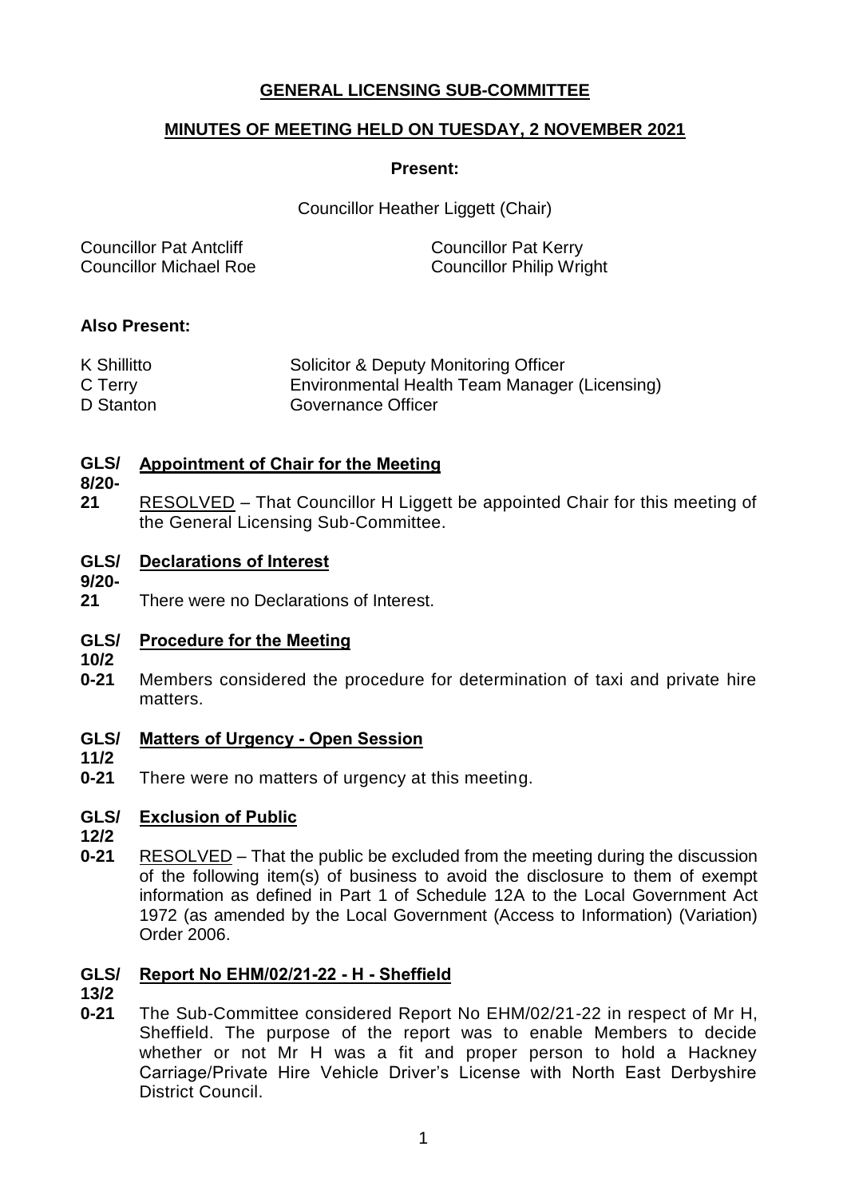# GENERAL LICENSING SUB-COMMITTEE

## MINUTES OF MEETING HELD ON TUESDAY, 2 NOVEMBER 2021

**Present:**

Councillor Heather Liggett (Chair)

Councillor Pat Antcliff
Councillor Pat Kerry
Councillor Michael Roe
Councillor Philip Wright

**Also Present:**

| | |
|---|---|
| K Shillitto | Solicitor & Deputy Monitoring Officer |
| C Terry | Environmental Health Team Manager (Licensing) |
| D Stanton | Governance Officer |

**GLS/8/20-21 Appointment of Chair for the Meeting**

RESOLVED – That Councillor H Liggett be appointed Chair for this meeting of the General Licensing Sub-Committee.

**GLS/9/20-21 Declarations of Interest**

There were no Declarations of Interest.

**GLS/10/20-21 Procedure for the Meeting**

Members considered the procedure for determination of taxi and private hire matters.

**GLS/11/20-21 Matters of Urgency - Open Session**

There were no matters of urgency at this meeting.

**GLS/12/20-21 Exclusion of Public**

RESOLVED – That the public be excluded from the meeting during the discussion of the following item(s) of business to avoid the disclosure to them of exempt information as defined in Part 1 of Schedule 12A to the Local Government Act 1972 (as amended by the Local Government (Access to Information) (Variation) Order 2006.

**GLS/13/20-21 Report No EHM/02/21-22 - H - Sheffield**

The Sub-Committee considered Report No EHM/02/21-22 in respect of Mr H, Sheffield. The purpose of the report was to enable Members to decide whether or not Mr H was a fit and proper person to hold a Hackney Carriage/Private Hire Vehicle Driver's License with North East Derbyshire District Council.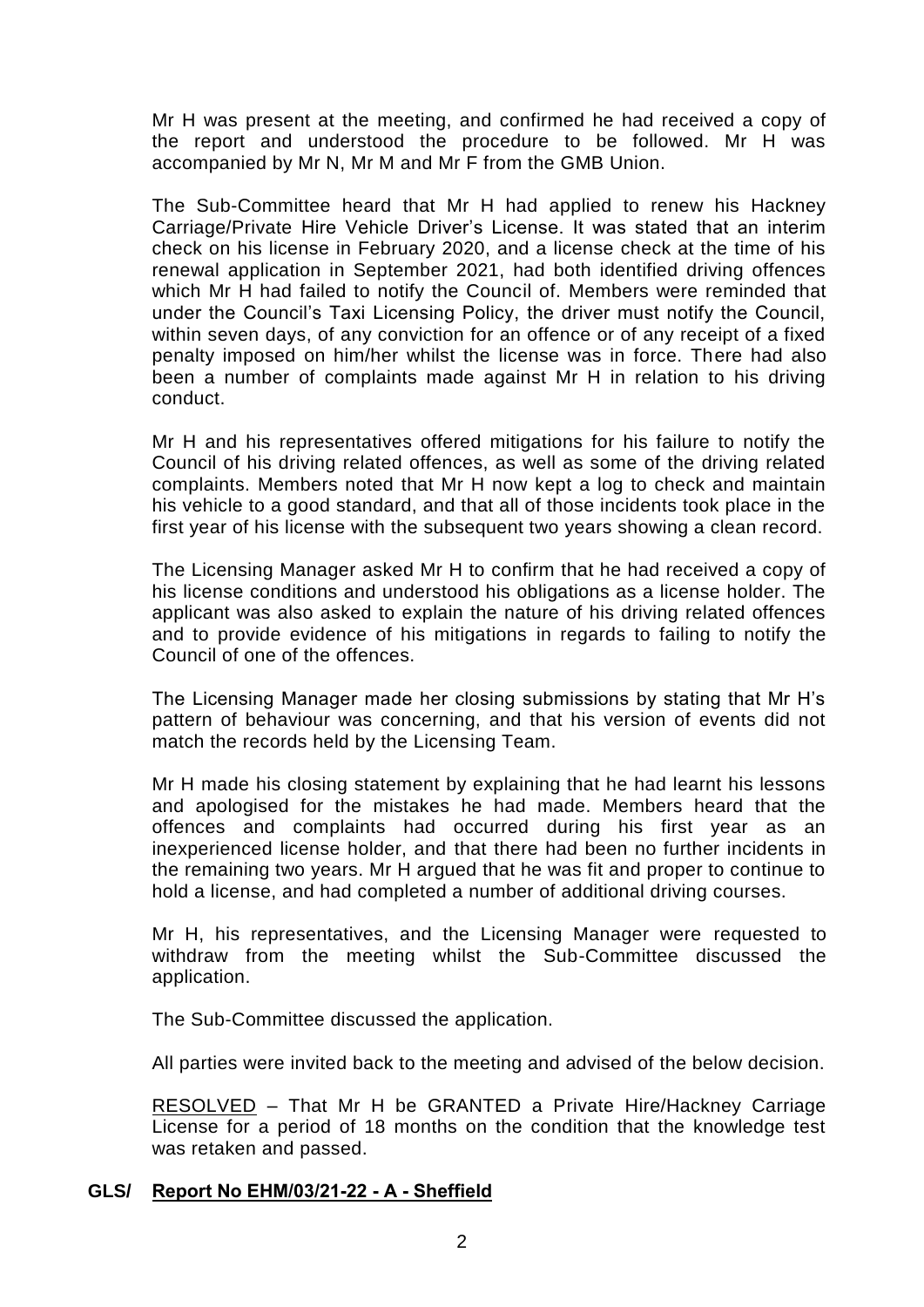Mr H was present at the meeting, and confirmed he had received a copy of the report and understood the procedure to be followed. Mr H was accompanied by Mr N, Mr M and Mr F from the GMB Union.

The Sub-Committee heard that Mr H had applied to renew his Hackney Carriage/Private Hire Vehicle Driver's License. It was stated that an interim check on his license in February 2020, and a license check at the time of his renewal application in September 2021, had both identified driving offences which Mr H had failed to notify the Council of. Members were reminded that under the Council's Taxi Licensing Policy, the driver must notify the Council, within seven days, of any conviction for an offence or of any receipt of a fixed penalty imposed on him/her whilst the license was in force. There had also been a number of complaints made against Mr H in relation to his driving conduct.

Mr H and his representatives offered mitigations for his failure to notify the Council of his driving related offences, as well as some of the driving related complaints. Members noted that Mr H now kept a log to check and maintain his vehicle to a good standard, and that all of those incidents took place in the first year of his license with the subsequent two years showing a clean record.

The Licensing Manager asked Mr H to confirm that he had received a copy of his license conditions and understood his obligations as a license holder. The applicant was also asked to explain the nature of his driving related offences and to provide evidence of his mitigations in regards to failing to notify the Council of one of the offences.

The Licensing Manager made her closing submissions by stating that Mr H's pattern of behaviour was concerning, and that his version of events did not match the records held by the Licensing Team.

Mr H made his closing statement by explaining that he had learnt his lessons and apologised for the mistakes he had made. Members heard that the offences and complaints had occurred during his first year as an inexperienced license holder, and that there had been no further incidents in the remaining two years. Mr H argued that he was fit and proper to continue to hold a license, and had completed a number of additional driving courses.

Mr H, his representatives, and the Licensing Manager were requested to withdraw from the meeting whilst the Sub-Committee discussed the application.

The Sub-Committee discussed the application.

All parties were invited back to the meeting and advised of the below decision.

RESOLVED – That Mr H be GRANTED a Private Hire/Hackney Carriage License for a period of 18 months on the condition that the knowledge test was retaken and passed.

**GLS/ Report No EHM/03/21-22 - A - Sheffield**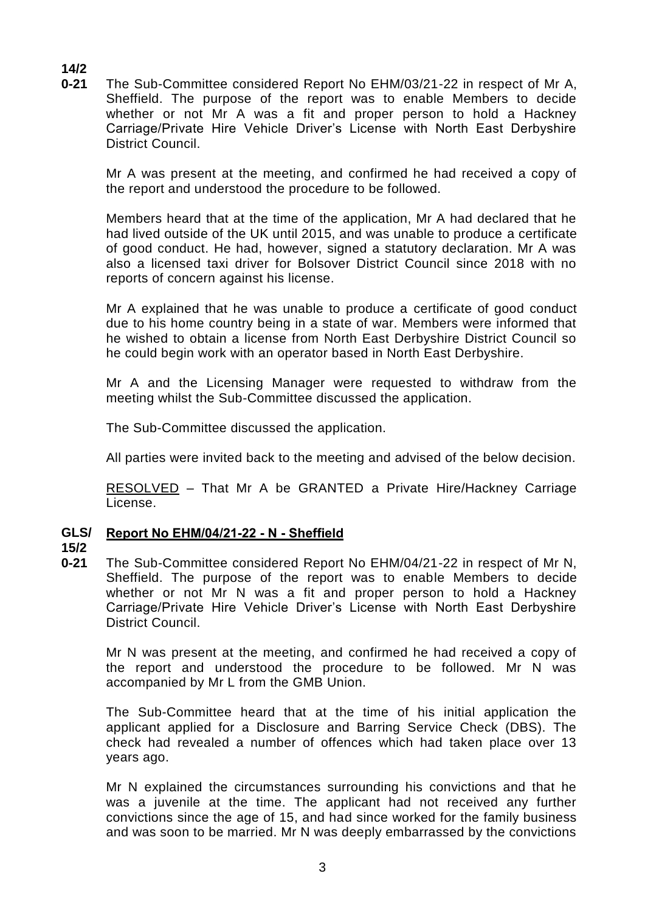**14/20-21** The Sub-Committee considered Report No EHM/03/21-22 in respect of Mr A, Sheffield. The purpose of the report was to enable Members to decide whether or not Mr A was a fit and proper person to hold a Hackney Carriage/Private Hire Vehicle Driver's License with North East Derbyshire District Council.

Mr A was present at the meeting, and confirmed he had received a copy of the report and understood the procedure to be followed.

Members heard that at the time of the application, Mr A had declared that he had lived outside of the UK until 2015, and was unable to produce a certificate of good conduct. He had, however, signed a statutory declaration. Mr A was also a licensed taxi driver for Bolsover District Council since 2018 with no reports of concern against his license.

Mr A explained that he was unable to produce a certificate of good conduct due to his home country being in a state of war. Members were informed that he wished to obtain a license from North East Derbyshire District Council so he could begin work with an operator based in North East Derbyshire.

Mr A and the Licensing Manager were requested to withdraw from the meeting whilst the Sub-Committee discussed the application.

The Sub-Committee discussed the application.

All parties were invited back to the meeting and advised of the below decision.

RESOLVED – That Mr A be GRANTED a Private Hire/Hackney Carriage License.

**GLS/15/20-21** **Report No EHM/04/21-22 - N - Sheffield**

The Sub-Committee considered Report No EHM/04/21-22 in respect of Mr N, Sheffield. The purpose of the report was to enable Members to decide whether or not Mr N was a fit and proper person to hold a Hackney Carriage/Private Hire Vehicle Driver's License with North East Derbyshire District Council.

Mr N was present at the meeting, and confirmed he had received a copy of the report and understood the procedure to be followed. Mr N was accompanied by Mr L from the GMB Union.

The Sub-Committee heard that at the time of his initial application the applicant applied for a Disclosure and Barring Service Check (DBS). The check had revealed a number of offences which had taken place over 13 years ago.

Mr N explained the circumstances surrounding his convictions and that he was a juvenile at the time. The applicant had not received any further convictions since the age of 15, and had since worked for the family business and was soon to be married. Mr N was deeply embarrassed by the convictions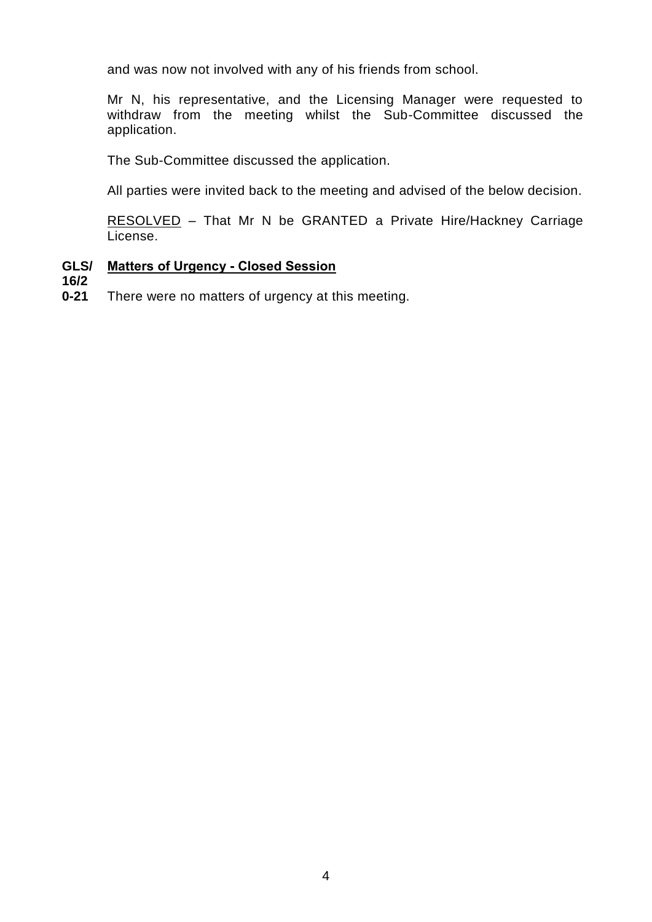and was now not involved with any of his friends from school.

Mr N, his representative, and the Licensing Manager were requested to withdraw from the meeting whilst the Sub-Committee discussed the application.

The Sub-Committee discussed the application.

All parties were invited back to the meeting and advised of the below decision.

RESOLVED – That Mr N be GRANTED a Private Hire/Hackney Carriage License.

**GLS/16/20-21** **Matters of Urgency - Closed Session**

There were no matters of urgency at this meeting.